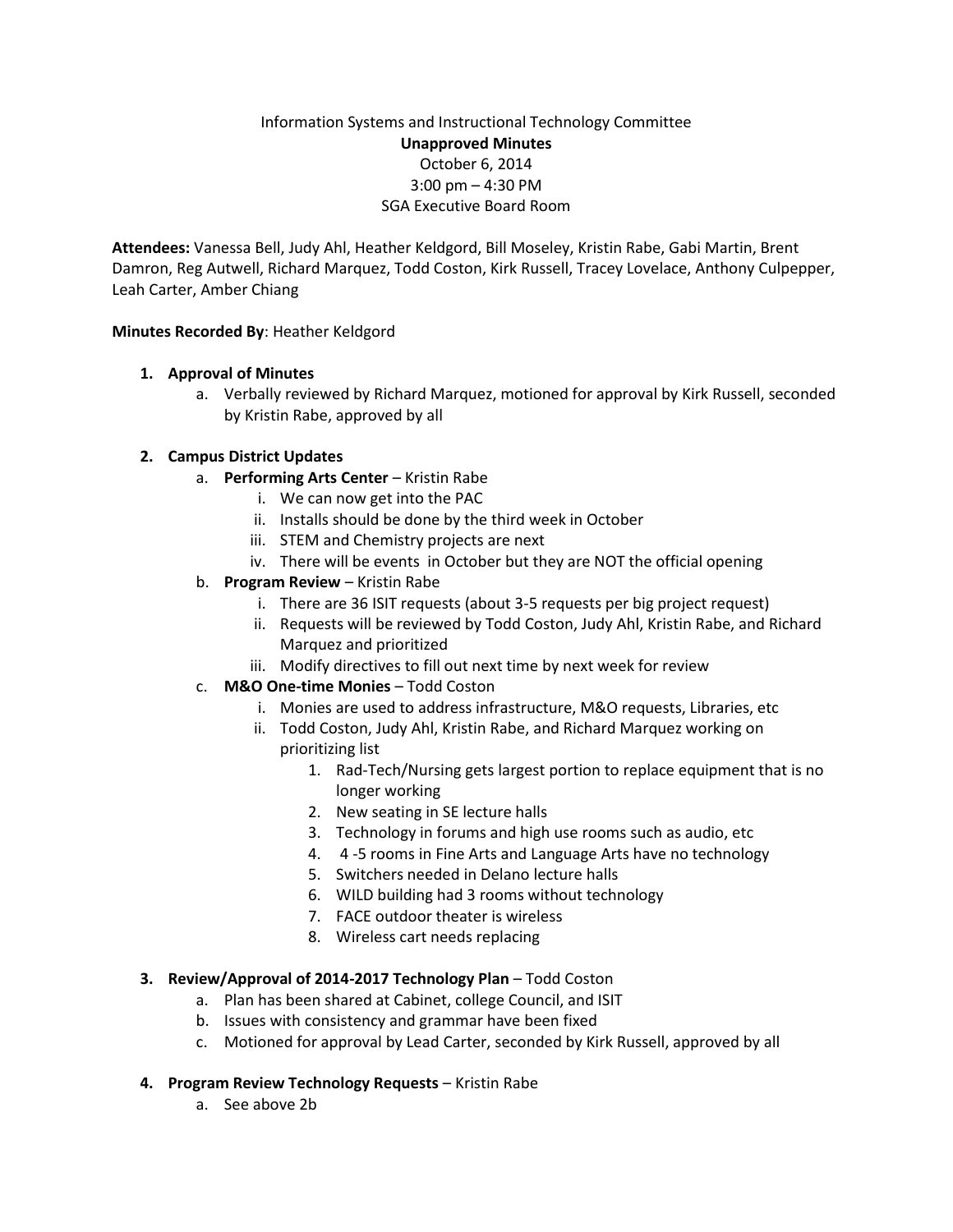Information Systems and Instructional Technology Committee

**Unapproved Minutes**

October 6, 2014

3:00 pm – 4:30 PM

SGA Executive Board Room

**Attendees:** Vanessa Bell, Judy Ahl, Heather Keldgord, Bill Moseley, Kristin Rabe, Gabi Martin, Brent Damron, Reg Autwell, Richard Marquez, Todd Coston, Kirk Russell, Tracey Lovelace, Anthony Culpepper, Leah Carter, Amber Chiang

**Minutes Recorded By**: Heather Keldgord

1. **Approval of Minutes**
   a. Verbally reviewed by Richard Marquez, motioned for approval by Kirk Russell, seconded by Kristin Rabe, approved by all

2. **Campus District Updates**
   a. **Performing Arts Center** – Kristin Rabe
      i. We can now get into the PAC
      ii. Installs should be done by the third week in October
      iii. STEM and Chemistry projects are next
      iv. There will be events in October but they are NOT the official opening
   b. **Program Review** – Kristin Rabe
      i. There are 36 ISIT requests (about 3-5 requests per big project request)
      ii. Requests will be reviewed by Todd Coston, Judy Ahl, Kristin Rabe, and Richard Marquez and prioritized
      iii. Modify directives to fill out next time by next week for review
   c. **M&O One-time Monies** – Todd Coston
      i. Monies are used to address infrastructure, M&O requests, Libraries, etc
      ii. Todd Coston, Judy Ahl, Kristin Rabe, and Richard Marquez working on prioritizing list
         1. Rad-Tech/Nursing gets largest portion to replace equipment that is no longer working
         2. New seating in SE lecture halls
         3. Technology in forums and high use rooms such as audio, etc
         4. 4 -5 rooms in Fine Arts and Language Arts have no technology
         5. Switchers needed in Delano lecture halls
         6. WILD building had 3 rooms without technology
         7. FACE outdoor theater is wireless
         8. Wireless cart needs replacing

3. **Review/Approval of 2014-2017 Technology Plan** – Todd Coston
   a. Plan has been shared at Cabinet, college Council, and ISIT
   b. Issues with consistency and grammar have been fixed
   c. Motioned for approval by Lead Carter, seconded by Kirk Russell, approved by all

4. **Program Review Technology Requests** – Kristin Rabe
   a. See above 2b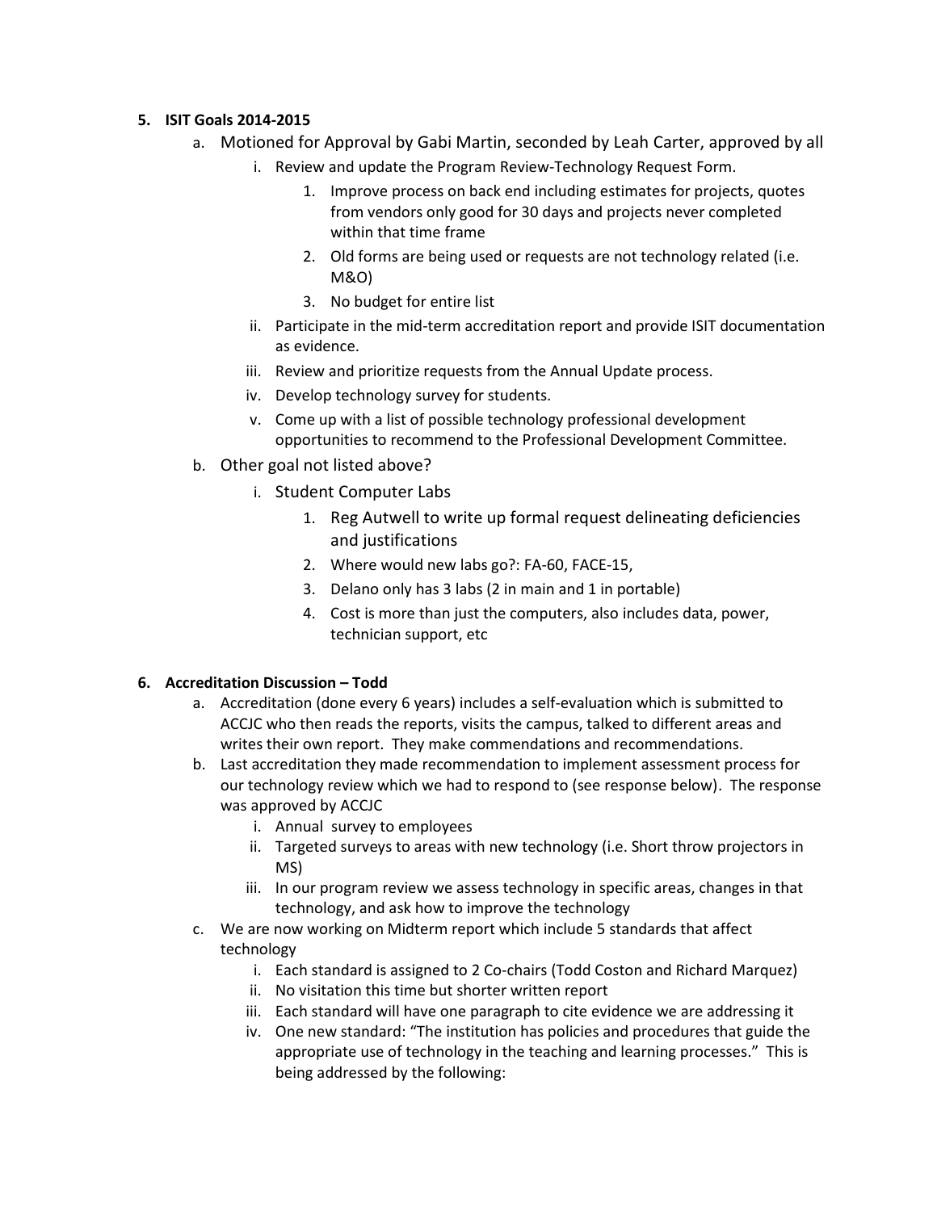5. **ISIT Goals 2014-2015**
    a. Motioned for Approval by Gabi Martin, seconded by Leah Carter, approved by all
        i. Review and update the Program Review-Technology Request Form.
            1. Improve process on back end including estimates for projects, quotes from vendors only good for 30 days and projects never completed within that time frame
            2. Old forms are being used or requests are not technology related (i.e. M&O)
            3. No budget for entire list
        ii. Participate in the mid-term accreditation report and provide ISIT documentation as evidence.
        iii. Review and prioritize requests from the Annual Update process.
        iv. Develop technology survey for students.
        v. Come up with a list of possible technology professional development opportunities to recommend to the Professional Development Committee.
    b. Other goal not listed above?
        i. Student Computer Labs
            1. Reg Autwell to write up formal request delineating deficiencies and justifications
            2. Where would new labs go?: FA-60, FACE-15,
            3. Delano only has 3 labs (2 in main and 1 in portable)
            4. Cost is more than just the computers, also includes data, power, technician support, etc

6. **Accreditation Discussion – Todd**
    a. Accreditation (done every 6 years) includes a self-evaluation which is submitted to ACCJC who then reads the reports, visits the campus, talked to different areas and writes their own report. They make commendations and recommendations.
    b. Last accreditation they made recommendation to implement assessment process for our technology review which we had to respond to (see response below). The response was approved by ACCJC
        i. Annual survey to employees
        ii. Targeted surveys to areas with new technology (i.e. Short throw projectors in MS)
        iii. In our program review we assess technology in specific areas, changes in that technology, and ask how to improve the technology
    c. We are now working on Midterm report which include 5 standards that affect technology
        i. Each standard is assigned to 2 Co-chairs (Todd Coston and Richard Marquez)
        ii. No visitation this time but shorter written report
        iii. Each standard will have one paragraph to cite evidence we are addressing it
        iv. One new standard: "The institution has policies and procedures that guide the appropriate use of technology in the teaching and learning processes." This is being addressed by the following: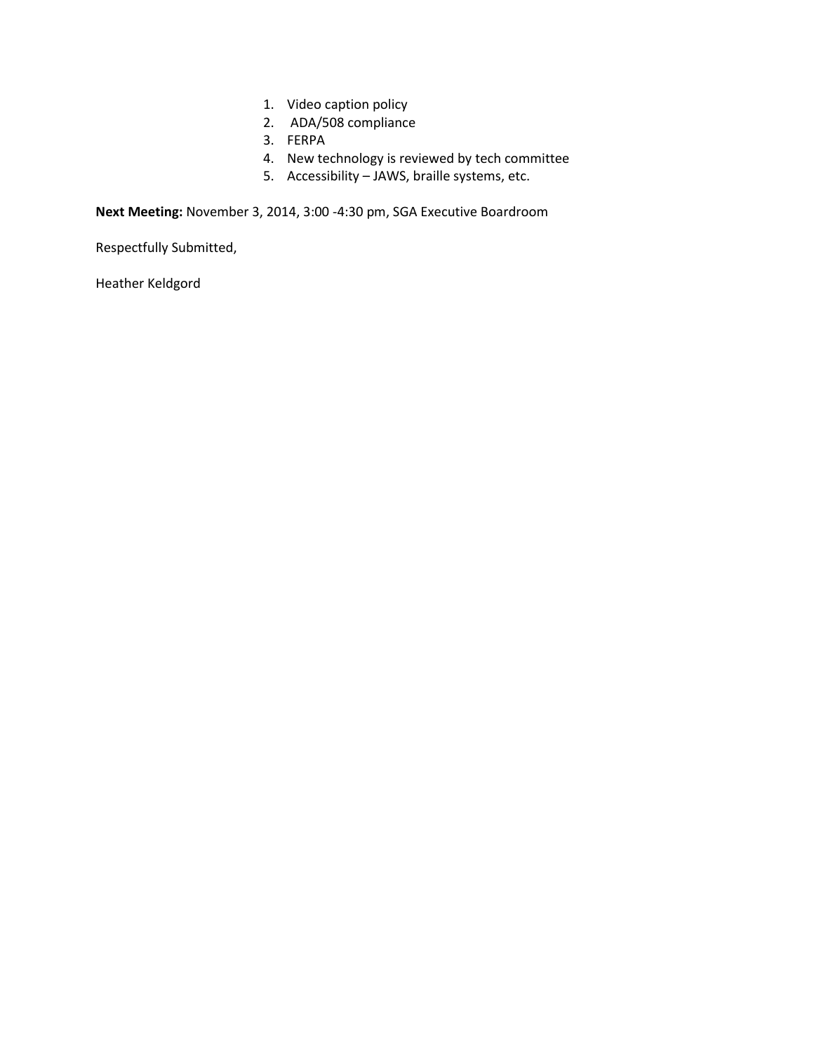1. Video caption policy
2. ADA/508 compliance
3. FERPA
4. New technology is reviewed by tech committee
5. Accessibility – JAWS, braille systems, etc.

**Next Meeting:** November 3, 2014, 3:00 -4:30 pm, SGA Executive Boardroom

Respectfully Submitted,

Heather Keldgord